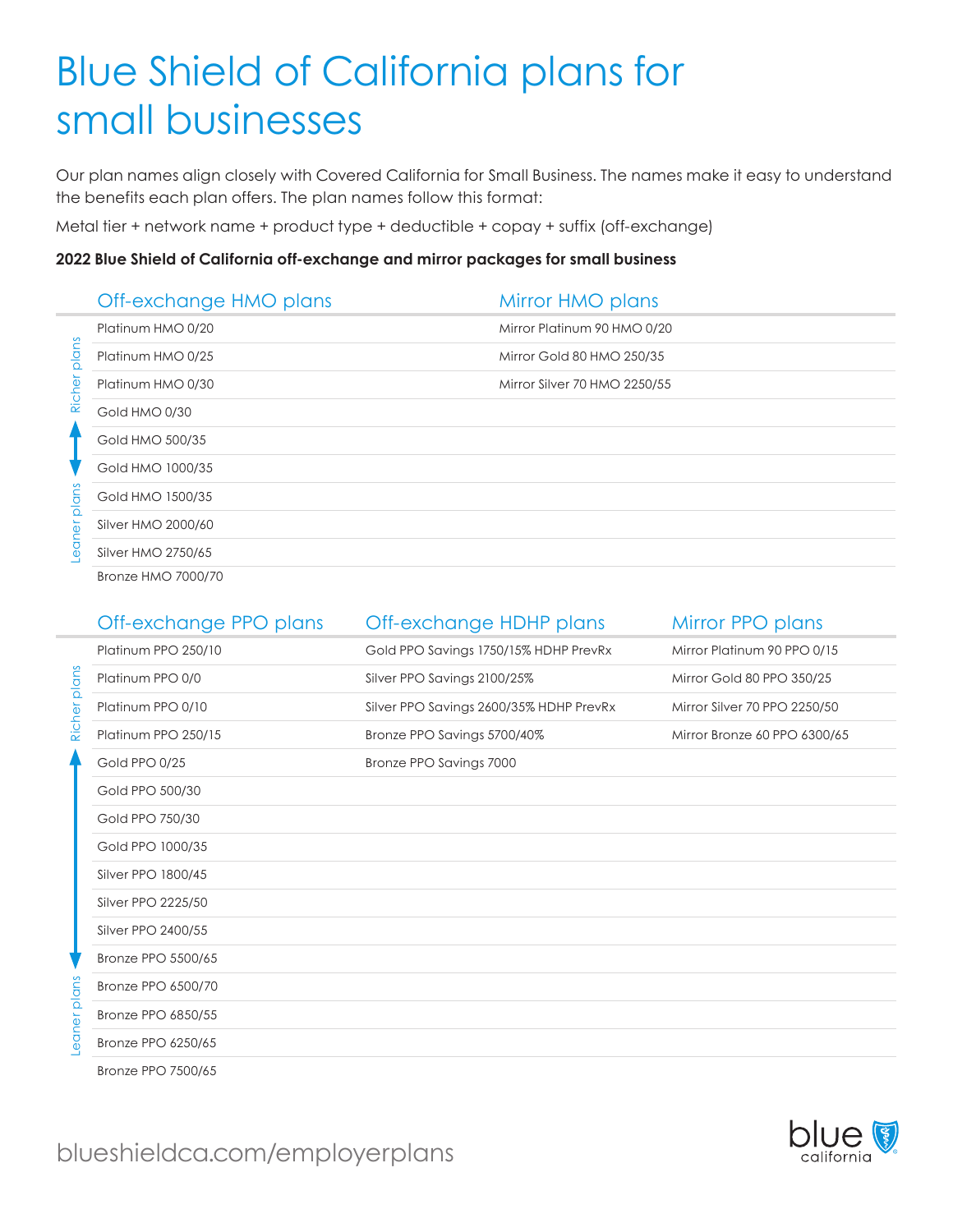# Blue Shield of California plans for small businesses

Our plan names align closely with Covered California for Small Business. The names make it easy to understand the benefits each plan offers. The plan names follow this format:

Metal tier + network name + product type + deductible + copay + suffix (off-exchange)

**2022 Blue Shield of California off-exchange and mirror packages for small business**

Richer plans ↕ Leaner plans

| Off-exchange HMO plans | Mirror HMO plans |
|---|---|
| Platinum HMO 0/20 | Mirror Platinum 90 HMO 0/20 |
| Platinum HMO 0/25 | Mirror Gold 80 HMO 250/35 |
| Platinum HMO 0/30 | Mirror Silver 70 HMO 2250/55 |
| Gold HMO 0/30 | |
| Gold HMO 500/35 | |
| Gold HMO 1000/35 | |
| Gold HMO 1500/35 | |
| Silver HMO 2000/60 | |
| Silver HMO 2750/65 | |
| Bronze HMO 7000/70 | |

Richer plans ↕ Leaner plans

| Off-exchange PPO plans | Off-exchange HDHP plans | Mirror PPO plans |
|---|---|---|
| Platinum PPO 250/10 | Gold PPO Savings 1750/15% HDHP PrevRx | Mirror Platinum 90 PPO 0/15 |
| Platinum PPO 0/0 | Silver PPO Savings 2100/25% | Mirror Gold 80 PPO 350/25 |
| Platinum PPO 0/10 | Silver PPO Savings 2600/35% HDHP PrevRx | Mirror Silver 70 PPO 2250/50 |
| Platinum PPO 250/15 | Bronze PPO Savings 5700/40% | Mirror Bronze 60 PPO 6300/65 |
| Gold PPO 0/25 | Bronze PPO Savings 7000 | |
| Gold PPO 500/30 | | |
| Gold PPO 750/30 | | |
| Gold PPO 1000/35 | | |
| Silver PPO 1800/45 | | |
| Silver PPO 2225/50 | | |
| Silver PPO 2400/55 | | |
| Bronze PPO 5500/65 | | |
| Bronze PPO 6500/70 | | |
| Bronze PPO 6850/55 | | |
| Bronze PPO 6250/65 | | |
| Bronze PPO 7500/65 | | |

blueshieldca.com/employerplans

blue california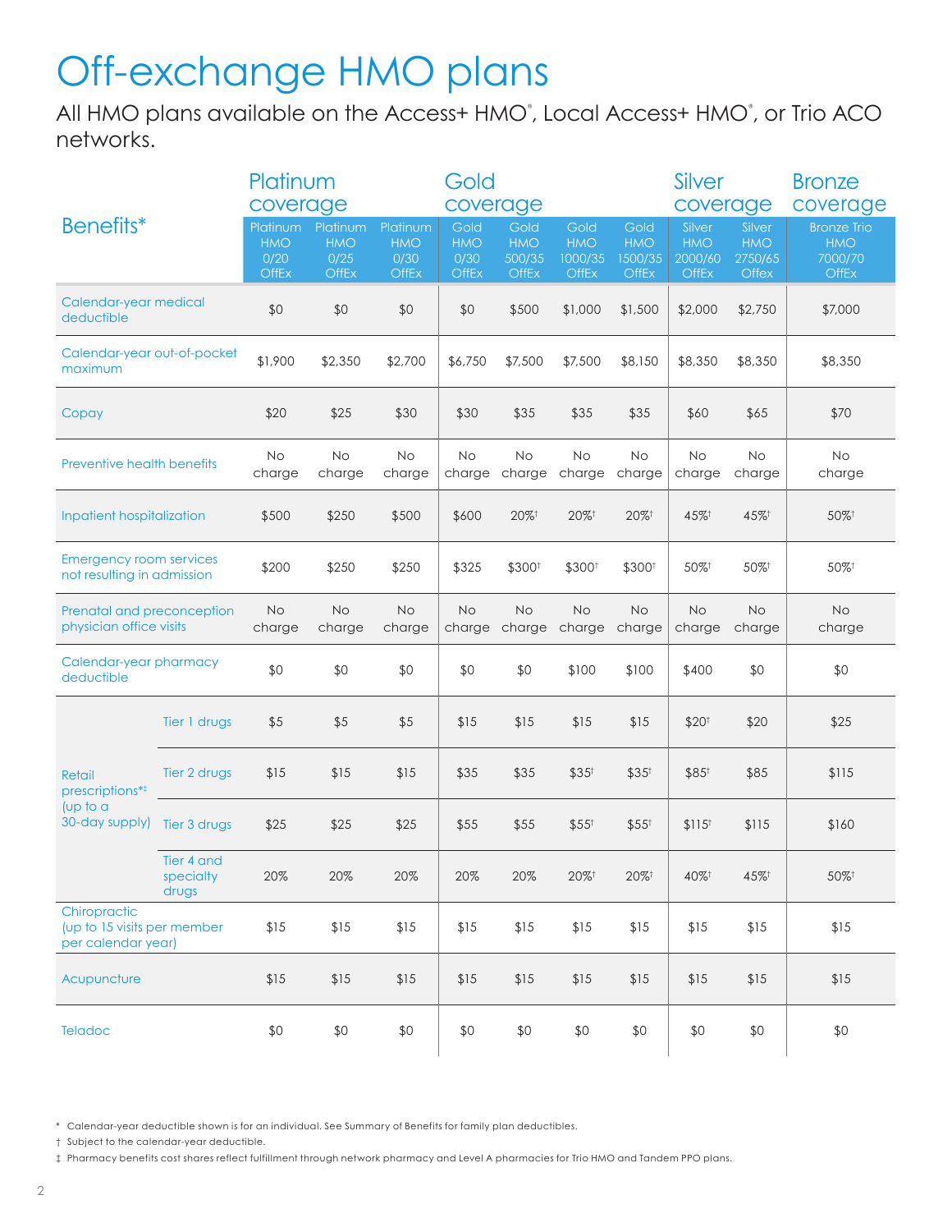# Off-exchange HMO plans

All HMO plans available on the Access+ HMO®, Local Access+ HMO®, or Trio ACO networks.

| Benefits* | | Platinum coverage | | | Gold coverage | | | | Silver coverage | | Bronze coverage |
|---|---|---|---|---|---|---|---|---|---|---|---|
| | | Platinum HMO 0/20 OffEx | Platinum HMO 0/25 OffEx | Platinum HMO 0/30 OffEx | Gold HMO 0/30 OffEx | Gold HMO 500/35 OffEx | Gold HMO 1000/35 OffEx | Gold HMO 1500/35 OffEx | Silver HMO 2000/60 OffEx | Silver HMO 2750/65 Offex | Bronze Trio HMO 7000/70 OffEx |
| Calendar-year medical deductible | | $0 | $0 | $0 | $0 | $500 | $1,000 | $1,500 | $2,000 | $2,750 | $7,000 |
| Calendar-year out-of-pocket maximum | | $1,900 | $2,350 | $2,700 | $6,750 | $7,500 | $7,500 | $8,150 | $8,350 | $8,350 | $8,350 |
| Copay | | $20 | $25 | $30 | $30 | $35 | $35 | $35 | $60 | $65 | $70 |
| Preventive health benefits | | No charge | No charge | No charge | No charge | No charge | No charge | No charge | No charge | No charge | No charge |
| Inpatient hospitalization | | $500 | $250 | $500 | $600 | 20%† | 20%† | 20%† | 45%† | 45%† | 50%† |
| Emergency room services not resulting in admission | | $200 | $250 | $250 | $325 | $300† | $300† | $300† | 50%† | 50%† | 50%† |
| Prenatal and preconception physician office visits | | No charge | No charge | No charge | No charge | No charge | No charge | No charge | No charge | No charge | No charge |
| Calendar-year pharmacy deductible | | $0 | $0 | $0 | $0 | $0 | $100 | $100 | $400 | $0 | $0 |
| Retail prescriptions*‡ (up to a 30-day supply) | Tier 1 drugs | $5 | $5 | $5 | $15 | $15 | $15 | $15 | $20† | $20 | $25 |
| | Tier 2 drugs | $15 | $15 | $15 | $35 | $35 | $35† | $35† | $85† | $85 | $115 |
| | Tier 3 drugs | $25 | $25 | $25 | $55 | $55 | $55† | $55† | $115† | $115 | $160 |
| | Tier 4 and specialty drugs | 20% | 20% | 20% | 20% | 20% | 20%† | 20%† | 40%† | 45%† | 50%† |
| Chiropractic (up to 15 visits per member per calendar year) | | $15 | $15 | $15 | $15 | $15 | $15 | $15 | $15 | $15 | $15 |
| Acupuncture | | $15 | $15 | $15 | $15 | $15 | $15 | $15 | $15 | $15 | $15 |
| Teladoc | | $0 | $0 | $0 | $0 | $0 | $0 | $0 | $0 | $0 | $0 |

\* Calendar-year deductible shown is for an individual. See Summary of Benefits for family plan deductibles.

† Subject to the calendar-year deductible.

‡ Pharmacy benefits cost shares reflect fulfillment through network pharmacy and Level A pharmacies for Trio HMO and Tandem PPO plans.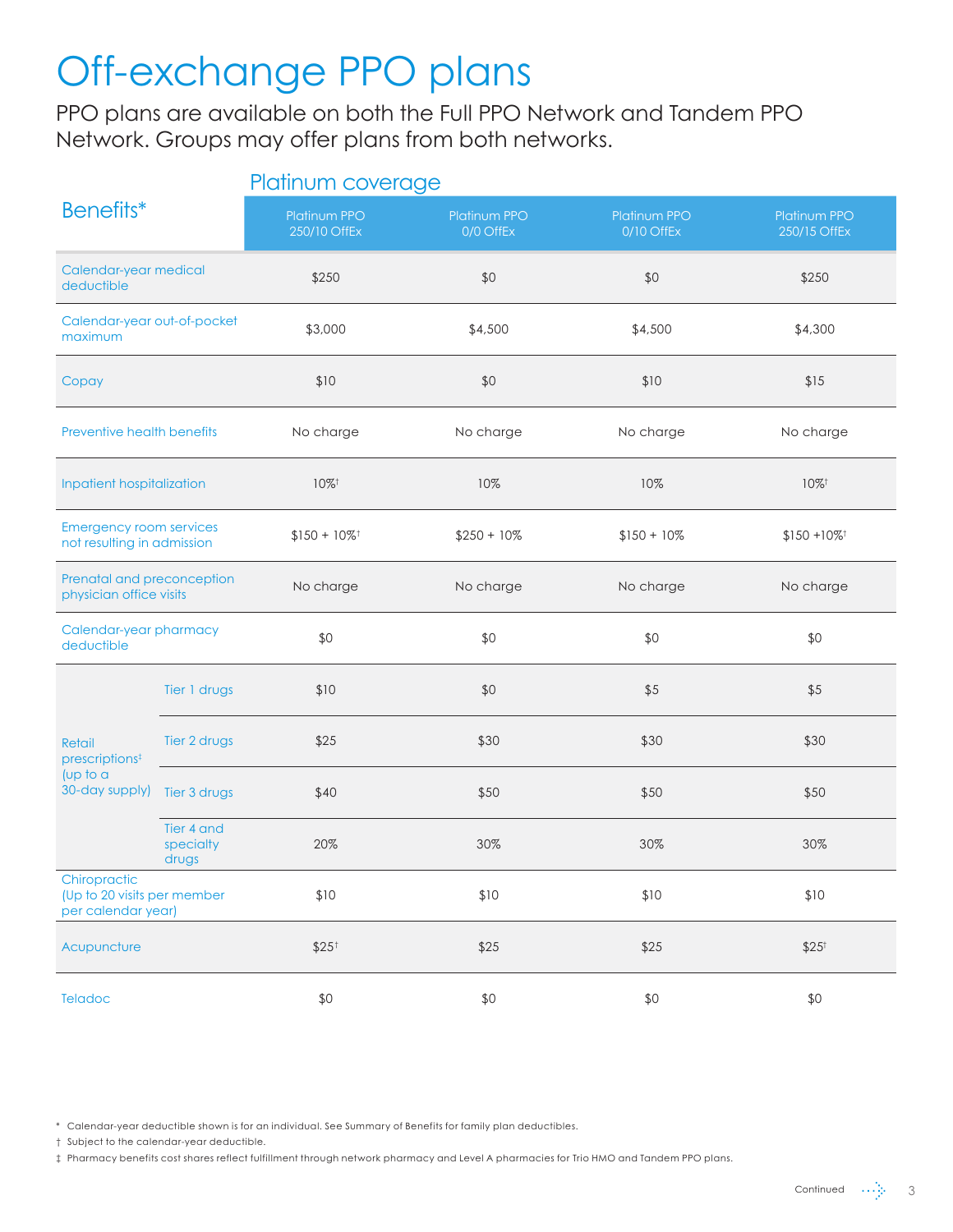# Off-exchange PPO plans

PPO plans are available on both the Full PPO Network and Tandem PPO Network. Groups may offer plans from both networks.

| Benefits* | | Platinum coverage: Platinum PPO 250/10 OffEx | Platinum PPO 0/0 OffEx | Platinum PPO 0/10 OffEx | Platinum PPO 250/15 OffEx |
|---|---|---|---|---|---|
| Calendar-year medical deductible | | $250 | $0 | $0 | $250 |
| Calendar-year out-of-pocket maximum | | $3,000 | $4,500 | $4,500 | $4,300 |
| Copay | | $10 | $0 | $10 | $15 |
| Preventive health benefits | | No charge | No charge | No charge | No charge |
| Inpatient hospitalization | | 10%† | 10% | 10% | 10%† |
| Emergency room services not resulting in admission | | $150 + 10%† | $250 + 10% | $150 + 10% | $150 +10%† |
| Prenatal and preconception physician office visits | | No charge | No charge | No charge | No charge |
| Calendar-year pharmacy deductible | | $0 | $0 | $0 | $0 |
| Retail prescriptions‡ (up to a 30-day supply) | Tier 1 drugs | $10 | $0 | $5 | $5 |
| | Tier 2 drugs | $25 | $30 | $30 | $30 |
| | Tier 3 drugs | $40 | $50 | $50 | $50 |
| | Tier 4 and specialty drugs | 20% | 30% | 30% | 30% |
| Chiropractic (Up to 20 visits per member per calendar year) | | $10 | $10 | $10 | $10 |
| Acupuncture | | $25† | $25 | $25 | $25† |
| Teladoc | | $0 | $0 | $0 | $0 |

\* Calendar-year deductible shown is for an individual. See Summary of Benefits for family plan deductibles.

† Subject to the calendar-year deductible.

‡ Pharmacy benefits cost shares reflect fulfillment through network pharmacy and Level A pharmacies for Trio HMO and Tandem PPO plans.

Continued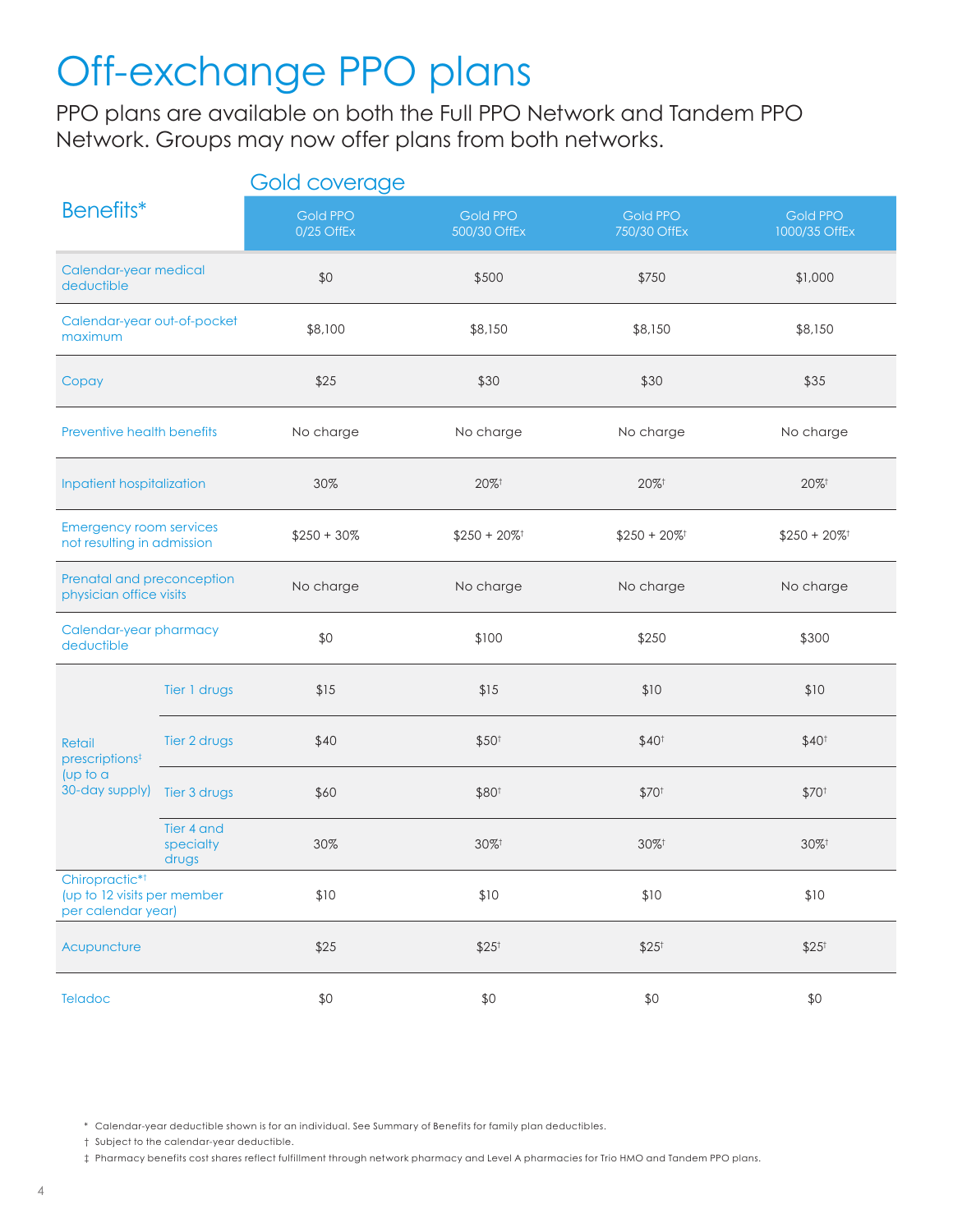# Off-exchange PPO plans

PPO plans are available on both the Full PPO Network and Tandem PPO Network. Groups may now offer plans from both networks.

| Benefits* | | Gold coverage | | | |
|---|---|---|---|---|---|
| | | Gold PPO 0/25 OffEx | Gold PPO 500/30 OffEx | Gold PPO 750/30 OffEx | Gold PPO 1000/35 OffEx |
| Calendar-year medical deductible | | $0 | $500 | $750 | $1,000 |
| Calendar-year out-of-pocket maximum | | $8,100 | $8,150 | $8,150 | $8,150 |
| Copay | | $25 | $30 | $30 | $35 |
| Preventive health benefits | | No charge | No charge | No charge | No charge |
| Inpatient hospitalization | | 30% | 20%† | 20%† | 20%† |
| Emergency room services not resulting in admission | | $250 + 30% | $250 + 20%† | $250 + 20%† | $250 + 20%† |
| Prenatal and preconception physician office visits | | No charge | No charge | No charge | No charge |
| Calendar-year pharmacy deductible | | $0 | $100 | $250 | $300 |
| Retail prescriptions‡ (up to a 30-day supply) | Tier 1 drugs | $15 | $15 | $10 | $10 |
| | Tier 2 drugs | $40 | $50† | $40† | $40† |
| | Tier 3 drugs | $60 | $80† | $70† | $70† |
| | Tier 4 and specialty drugs | 30% | 30%† | 30%† | 30%† |
| Chiropractic*† (up to 12 visits per member per calendar year) | | $10 | $10 | $10 | $10 |
| Acupuncture | | $25 | $25† | $25† | $25† |
| Teladoc | | $0 | $0 | $0 | $0 |

\* Calendar-year deductible shown is for an individual. See Summary of Benefits for family plan deductibles.

† Subject to the calendar-year deductible.

‡ Pharmacy benefits cost shares reflect fulfillment through network pharmacy and Level A pharmacies for Trio HMO and Tandem PPO plans.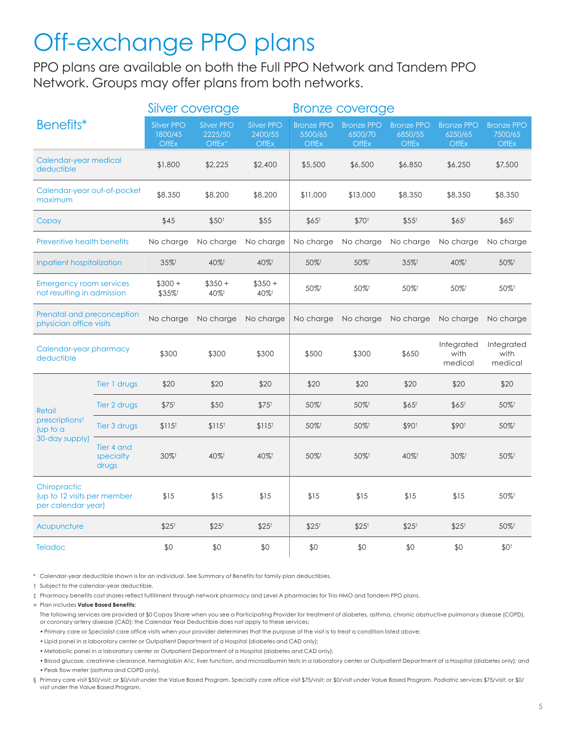# Off-exchange PPO plans

PPO plans are available on both the Full PPO Network and Tandem PPO Network. Groups may offer plans from both networks.

| Benefits* | | Silver coverage | | | Bronze coverage | | | | |
|---|---|---|---|---|---|---|---|---|---|
| | | Silver PPO 1800/45 OffEx | Silver PPO 2225/50 OffEx∞ | Silver PPO 2400/55 OffEx | Bronze PPO 5500/65 OffEx | Bronze PPO 6500/70 OffEx | Bronze PPO 6850/55 OffEx | Bronze PPO 6250/65 OffEx | Bronze PPO 7500/65 OffEx |
| Calendar-year medical deductible | | $1,800 | $2,225 | $2,400 | $5,500 | $6,500 | $6,850 | $6,250 | $7,500 |
| Calendar-year out-of-pocket maximum | | $8,350 | $8,200 | $8,200 | $11,000 | $13,000 | $8,350 | $8,350 | $8,350 |
| Copay | | $45 | $50† | $55 | $65† | $70† | $55† | $65† | $65† |
| Preventive health benefits | | No charge | No charge | No charge | No charge | No charge | No charge | No charge | No charge |
| Inpatient hospitalization | | 35%† | 40%† | 40%† | 50%† | 50%† | 35%† | 40%† | 50%† |
| Emergency room services not resulting in admission | | $300 + $35%† | $350 + 40%† | $350 + 40%† | 50%† | 50%† | 50%† | 50%† | 50%† |
| Prenatal and preconception physician office visits | | No charge | No charge | No charge | No charge | No charge | No charge | No charge | No charge |
| Calendar-year pharmacy deductible | | $300 | $300 | $300 | $500 | $300 | $650 | Integrated with medical | Integrated with medical |
| Retail prescriptions‡ (up to a 30-day supply) | Tier 1 drugs | $20 | $20 | $20 | $20 | $20 | $20 | $20 | $20 |
| | Tier 2 drugs | $75† | $50 | $75† | 50%† | 50%† | $65† | $65† | 50%† |
| | Tier 3 drugs | $115† | $115† | $115† | 50%† | 50%† | $90† | $90† | 50%† |
| | Tier 4 and specialty drugs | 30%† | 40%† | 40%† | 50%† | 50%† | 40%† | 30%† | 50%† |
| Chiropractic (up to 12 visits per member per calendar year) | | $15 | $15 | $15 | $15 | $15 | $15 | $15 | 50%† |
| Acupuncture | | $25† | $25† | $25† | $25† | $25† | $25† | $25† | 50%† |
| Teladoc | | $0 | $0 | $0 | $0 | $0 | $0 | $0 | $0† |

\* Calendar-year deductible shown is for an individual. See Summary of Benefits for family plan deductibles.

† Subject to the calendar-year deductible.

‡ Pharmacy benefits cost shares reflect fulfillment through network pharmacy and Level A pharmacies for Trio HMO and Tandem PPO plans.

∞ Plan includes **Value Based Benefits:**

The following services are provided at $0 Copay Share when you see a Participating Provider for treatment of diabetes, asthma, chronic obstructive pulmonary disease (COPD), or coronary artery disease (CAD); the Calendar Year Deductible does not apply to these services:

- Primary care or Specialist care office visits when your provider determines that the purpose of the visit is to treat a condition listed above;
- Lipid panel in a laboratory center or Outpatient Department of a Hospital (diabetes and CAD only);
- Metabolic panel in a laboratory center or Outpatient Department of a Hospital (diabetes and CAD only);
- Blood glucose, creatinine clearance, hemoglobin A1c, liver function, and microalbumin tests in a laboratory center or Outpatient Department of a Hospital (diabetes only); and
- Peak flow meter (asthma and COPD only).

§ Primary care visit $50/visit; or $0/visit under the Value Based Program. Specialty care office visit $75/visit; or $0/visit under Value Based Program. Podiatric services $75/visit; or $0/visit under the Value Based Program.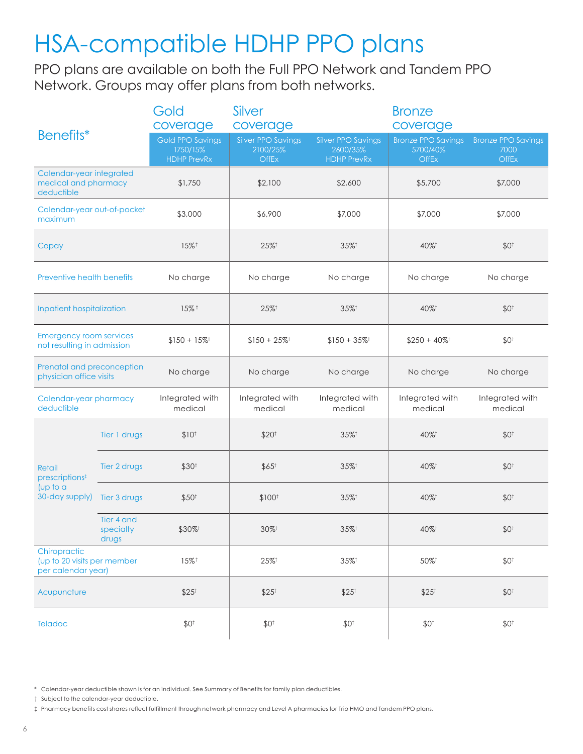# HSA-compatible HDHP PPO plans

PPO plans are available on both the Full PPO Network and Tandem PPO Network. Groups may offer plans from both networks.

| Benefits* | | Gold coverage | Silver coverage | | Bronze coverage | |
|---|---|---|---|---|---|---|
| | | Gold PPO Savings 1750/15% HDHP PrevRx | Silver PPO Savings 2100/25% OffEx | Silver PPO Savings 2600/35% HDHP PrevRx | Bronze PPO Savings 5700/40% OffEx | Bronze PPO Savings 7000 OffEx |
| Calendar-year integrated medical and pharmacy deductible | | $1,750 | $2,100 | $2,600 | $5,700 | $7,000 |
| Calendar-year out-of-pocket maximum | | $3,000 | $6,900 | $7,000 | $7,000 | $7,000 |
| Copay | | 15%† | 25%† | 35%† | 40%† | $0† |
| Preventive health benefits | | No charge | No charge | No charge | No charge | No charge |
| Inpatient hospitalization | | 15%† | 25%† | 35%† | 40%† | $0† |
| Emergency room services not resulting in admission | | $150 + 15%† | $150 + 25%† | $150 + 35%† | $250 + 40%† | $0† |
| Prenatal and preconception physician office visits | | No charge | No charge | No charge | No charge | No charge |
| Calendar-year pharmacy deductible | | Integrated with medical | Integrated with medical | Integrated with medical | Integrated with medical | Integrated with medical |
| Retail prescriptions‡ (up to a 30-day supply) | Tier 1 drugs | $10† | $20† | 35%† | 40%† | $0† |
| | Tier 2 drugs | $30† | $65† | 35%† | 40%† | $0† |
| | Tier 3 drugs | $50† | $100† | 35%† | 40%† | $0† |
| | Tier 4 and specialty drugs | $30%† | 30%† | 35%† | 40%† | $0† |
| Chiropractic (up to 20 visits per member per calendar year) | | 15%† | 25%† | 35%† | 50%† | $0† |
| Acupuncture | | $25† | $25† | $25† | $25† | $0† |
| Teladoc | | $0† | $0† | $0† | $0† | $0† |

\* Calendar-year deductible shown is for an individual. See Summary of Benefits for family plan deductibles.

† Subject to the calendar-year deductible.

‡ Pharmacy benefits cost shares reflect fulfillment through network pharmacy and Level A pharmacies for Trio HMO and Tandem PPO plans.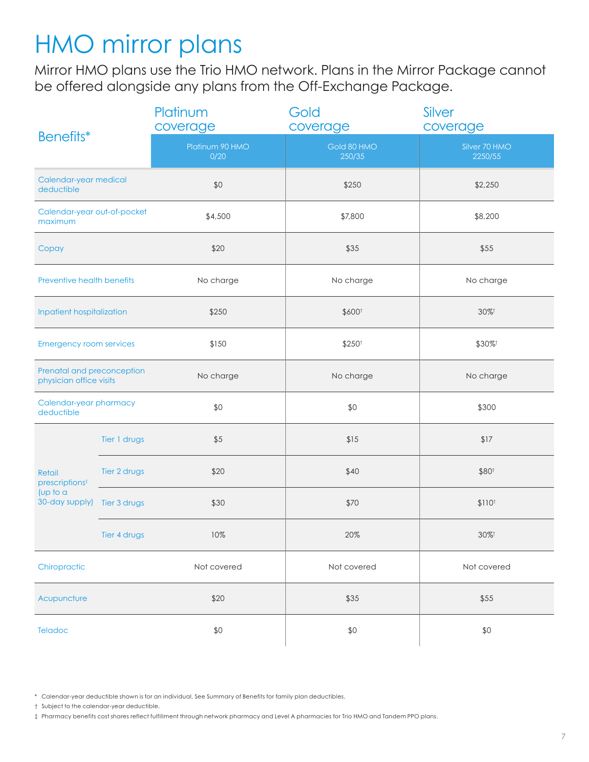# HMO mirror plans

Mirror HMO plans use the Trio HMO network. Plans in the Mirror Package cannot be offered alongside any plans from the Off-Exchange Package.

| Benefits* | | Platinum coverage | Gold coverage | Silver coverage |
|---|---|---|---|---|
| | | Platinum 90 HMO 0/20 | Gold 80 HMO 250/35 | Silver 70 HMO 2250/55 |
| Calendar-year medical deductible | | $0 | $250 | $2,250 |
| Calendar-year out-of-pocket maximum | | $4,500 | $7,800 | $8,200 |
| Copay | | $20 | $35 | $55 |
| Preventive health benefits | | No charge | No charge | No charge |
| Inpatient hospitalization | | $250 | $600† | 30%† |
| Emergency room services | | $150 | $250† | $30%† |
| Prenatal and preconception physician office visits | | No charge | No charge | No charge |
| Calendar-year pharmacy deductible | | $0 | $0 | $300 |
| Retail prescriptions‡ (up to a 30-day supply) | Tier 1 drugs | $5 | $15 | $17 |
| | Tier 2 drugs | $20 | $40 | $80† |
| | Tier 3 drugs | $30 | $70 | $110† |
| | Tier 4 drugs | 10% | 20% | 30%† |
| Chiropractic | | Not covered | Not covered | Not covered |
| Acupuncture | | $20 | $35 | $55 |
| Teladoc | | $0 | $0 | $0 |

\* Calendar-year deductible shown is for an individual. See Summary of Benefits for family plan deductibles.

† Subject to the calendar-year deductible.

‡ Pharmacy benefits cost shares reflect fulfillment through network pharmacy and Level A pharmacies for Trio HMO and Tandem PPO plans.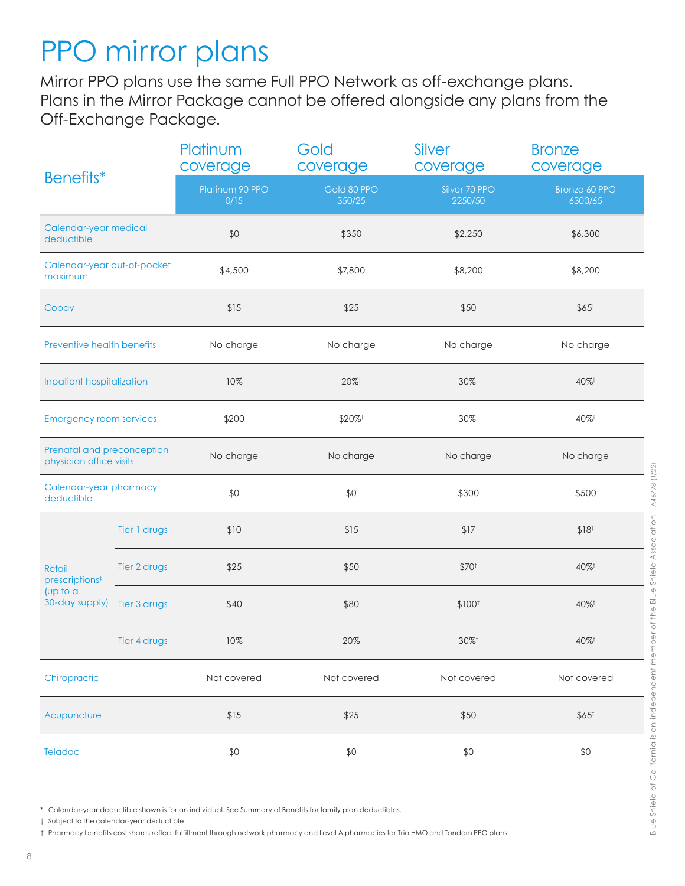# PPO mirror plans

Mirror PPO plans use the same Full PPO Network as off-exchange plans. Plans in the Mirror Package cannot be offered alongside any plans from the Off-Exchange Package.

| Benefits* | | Platinum coverage<br>Platinum 90 PPO 0/15 | Gold coverage<br>Gold 80 PPO 350/25 | Silver coverage<br>Silver 70 PPO 2250/50 | Bronze coverage<br>Bronze 60 PPO 6300/65 |
|---|---|---|---|---|---|
| Calendar-year medical deductible | | $0 | $350 | $2,250 | $6,300 |
| Calendar-year out-of-pocket maximum | | $4,500 | $7,800 | $8,200 | $8,200 |
| Copay | | $15 | $25 | $50 | $65† |
| Preventive health benefits | | No charge | No charge | No charge | No charge |
| Inpatient hospitalization | | 10% | 20%† | 30%† | 40%† |
| Emergency room services | | $200 | $20%† | 30%† | 40%† |
| Prenatal and preconception physician office visits | | No charge | No charge | No charge | No charge |
| Calendar-year pharmacy deductible | | $0 | $0 | $300 | $500 |
| Retail prescriptions‡ (up to a 30-day supply) | Tier 1 drugs | $10 | $15 | $17 | $18† |
| | Tier 2 drugs | $25 | $50 | $70† | 40%† |
| | Tier 3 drugs | $40 | $80 | $100† | 40%† |
| | Tier 4 drugs | 10% | 20% | 30%† | 40%† |
| Chiropractic | | Not covered | Not covered | Not covered | Not covered |
| Acupuncture | | $15 | $25 | $50 | $65† |
| Teladoc | | $0 | $0 | $0 | $0 |

\* Calendar-year deductible shown is for an individual. See Summary of Benefits for family plan deductibles.

† Subject to the calendar-year deductible.

‡ Pharmacy benefits cost shares reflect fulfillment through network pharmacy and Level A pharmacies for Trio HMO and Tandem PPO plans.

Blue Shield of California is an independent member of the Blue Shield Association A46778 (1/22)